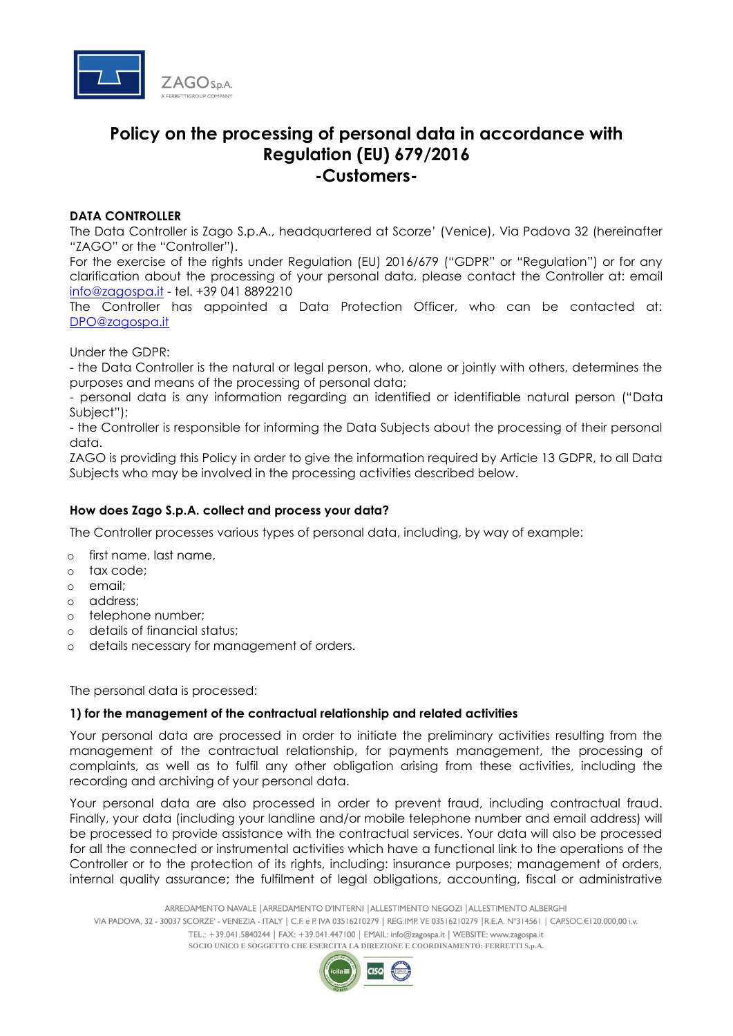# Policy on the processing of personal data in accordance with Regulation (EU) 679/2016
# -Customers-

**DATA CONTROLLER**

The Data Controller is Zago S.p.A., headquartered at Scorze' (Venice), Via Padova 32 (hereinafter "ZAGO" or the "Controller").

For the exercise of the rights under Regulation (EU) 2016/679 ("GDPR" or "Regulation") or for any clarification about the processing of your personal data, please contact the Controller at: email info@zagospa.it - tel. +39 041 8892210

The Controller has appointed a Data Protection Officer, who can be contacted at: DPO@zagospa.it

Under the GDPR:

- the Data Controller is the natural or legal person, who, alone or jointly with others, determines the purposes and means of the processing of personal data;
- personal data is any information regarding an identified or identifiable natural person ("Data Subject");
- the Controller is responsible for informing the Data Subjects about the processing of their personal data.

ZAGO is providing this Policy in order to give the information required by Article 13 GDPR, to all Data Subjects who may be involved in the processing activities described below.

**How does Zago S.p.A. collect and process your data?**

The Controller processes various types of personal data, including, by way of example:

- first name, last name,
- tax code;
- email;
- address;
- telephone number;
- details of financial status;
- details necessary for management of orders.

The personal data is processed:

**1) for the management of the contractual relationship and related activities**

Your personal data are processed in order to initiate the preliminary activities resulting from the management of the contractual relationship, for payments management, the processing of complaints, as well as to fulfil any other obligation arising from these activities, including the recording and archiving of your personal data.

Your personal data are also processed in order to prevent fraud, including contractual fraud. Finally, your data (including your landline and/or mobile telephone number and email address) will be processed to provide assistance with the contractual services. Your data will also be processed for all the connected or instrumental activities which have a functional link to the operations of the Controller or to the protection of its rights, including: insurance purposes; management of orders, internal quality assurance; the fulfilment of legal obligations, accounting, fiscal or administrative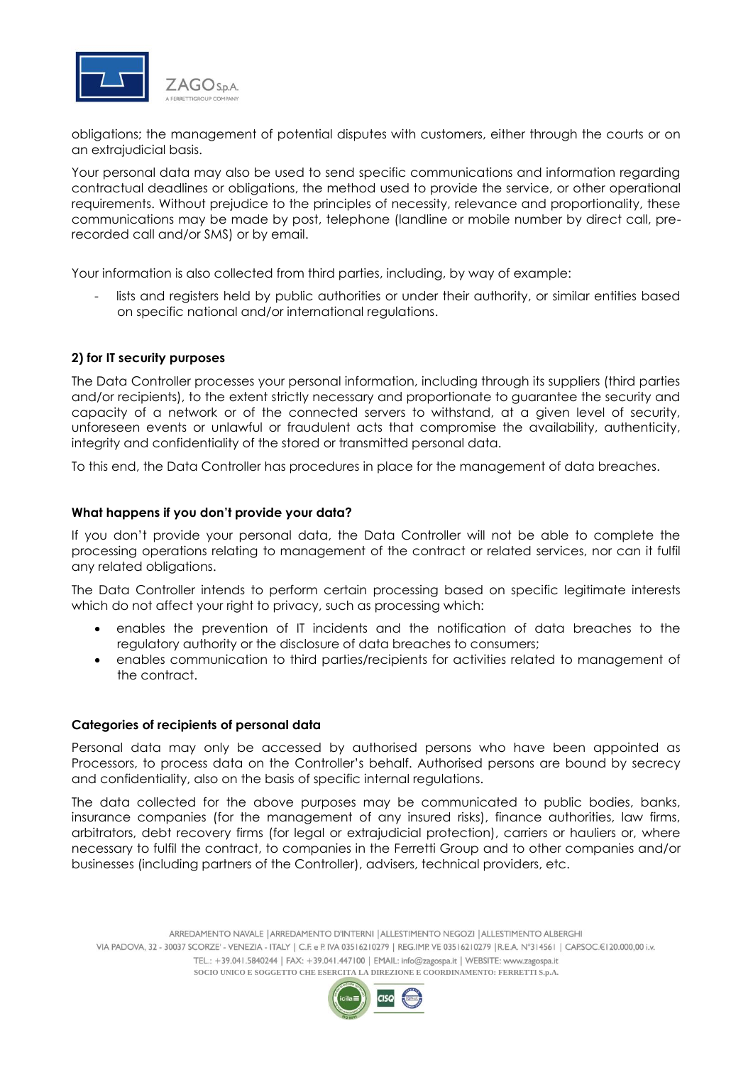obligations; the management of potential disputes with customers, either through the courts or on an extrajudicial basis.

Your personal data may also be used to send specific communications and information regarding contractual deadlines or obligations, the method used to provide the service, or other operational requirements. Without prejudice to the principles of necessity, relevance and proportionality, these communications may be made by post, telephone (landline or mobile number by direct call, pre-recorded call and/or SMS) or by email.

Your information is also collected from third parties, including, by way of example:

- lists and registers held by public authorities or under their authority, or similar entities based on specific national and/or international regulations.

**2) for IT security purposes**

The Data Controller processes your personal information, including through its suppliers (third parties and/or recipients), to the extent strictly necessary and proportionate to guarantee the security and capacity of a network or of the connected servers to withstand, at a given level of security, unforeseen events or unlawful or fraudulent acts that compromise the availability, authenticity, integrity and confidentiality of the stored or transmitted personal data.

To this end, the Data Controller has procedures in place for the management of data breaches.

**What happens if you don't provide your data?**

If you don't provide your personal data, the Data Controller will not be able to complete the processing operations relating to management of the contract or related services, nor can it fulfil any related obligations.

The Data Controller intends to perform certain processing based on specific legitimate interests which do not affect your right to privacy, such as processing which:

- enables the prevention of IT incidents and the notification of data breaches to the regulatory authority or the disclosure of data breaches to consumers;
- enables communication to third parties/recipients for activities related to management of the contract.

**Categories of recipients of personal data**

Personal data may only be accessed by authorised persons who have been appointed as Processors, to process data on the Controller's behalf. Authorised persons are bound by secrecy and confidentiality, also on the basis of specific internal regulations.

The data collected for the above purposes may be communicated to public bodies, banks, insurance companies (for the management of any insured risks), finance authorities, law firms, arbitrators, debt recovery firms (for legal or extrajudicial protection), carriers or hauliers or, where necessary to fulfil the contract, to companies in the Ferretti Group and to other companies and/or businesses (including partners of the Controller), advisers, technical providers, etc.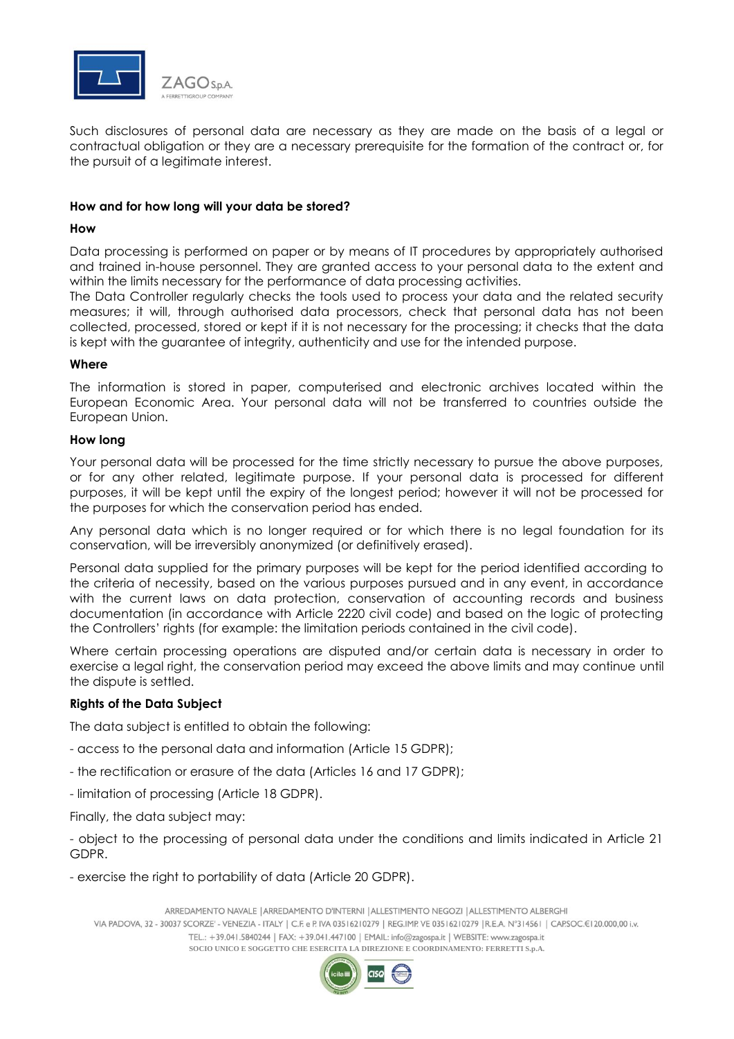Such disclosures of personal data are necessary as they are made on the basis of a legal or contractual obligation or they are a necessary prerequisite for the formation of the contract or, for the pursuit of a legitimate interest.

**How and for how long will your data be stored?**

**How**

Data processing is performed on paper or by means of IT procedures by appropriately authorised and trained in-house personnel. They are granted access to your personal data to the extent and within the limits necessary for the performance of data processing activities.
The Data Controller regularly checks the tools used to process your data and the related security measures; it will, through authorised data processors, check that personal data has not been collected, processed, stored or kept if it is not necessary for the processing; it checks that the data is kept with the guarantee of integrity, authenticity and use for the intended purpose.

**Where**

The information is stored in paper, computerised and electronic archives located within the European Economic Area. Your personal data will not be transferred to countries outside the European Union.

**How long**

Your personal data will be processed for the time strictly necessary to pursue the above purposes, or for any other related, legitimate purpose. If your personal data is processed for different purposes, it will be kept until the expiry of the longest period; however it will not be processed for the purposes for which the conservation period has ended.

Any personal data which is no longer required or for which there is no legal foundation for its conservation, will be irreversibly anonymized (or definitively erased).

Personal data supplied for the primary purposes will be kept for the period identified according to the criteria of necessity, based on the various purposes pursued and in any event, in accordance with the current laws on data protection, conservation of accounting records and business documentation (in accordance with Article 2220 civil code) and based on the logic of protecting the Controllers' rights (for example: the limitation periods contained in the civil code).

Where certain processing operations are disputed and/or certain data is necessary in order to exercise a legal right, the conservation period may exceed the above limits and may continue until the dispute is settled.

**Rights of the Data Subject**

The data subject is entitled to obtain the following:

- access to the personal data and information (Article 15 GDPR);

- the rectification or erasure of the data (Articles 16 and 17 GDPR);

- limitation of processing (Article 18 GDPR).

Finally, the data subject may:

- object to the processing of personal data under the conditions and limits indicated in Article 21 GDPR.

- exercise the right to portability of data (Article 20 GDPR).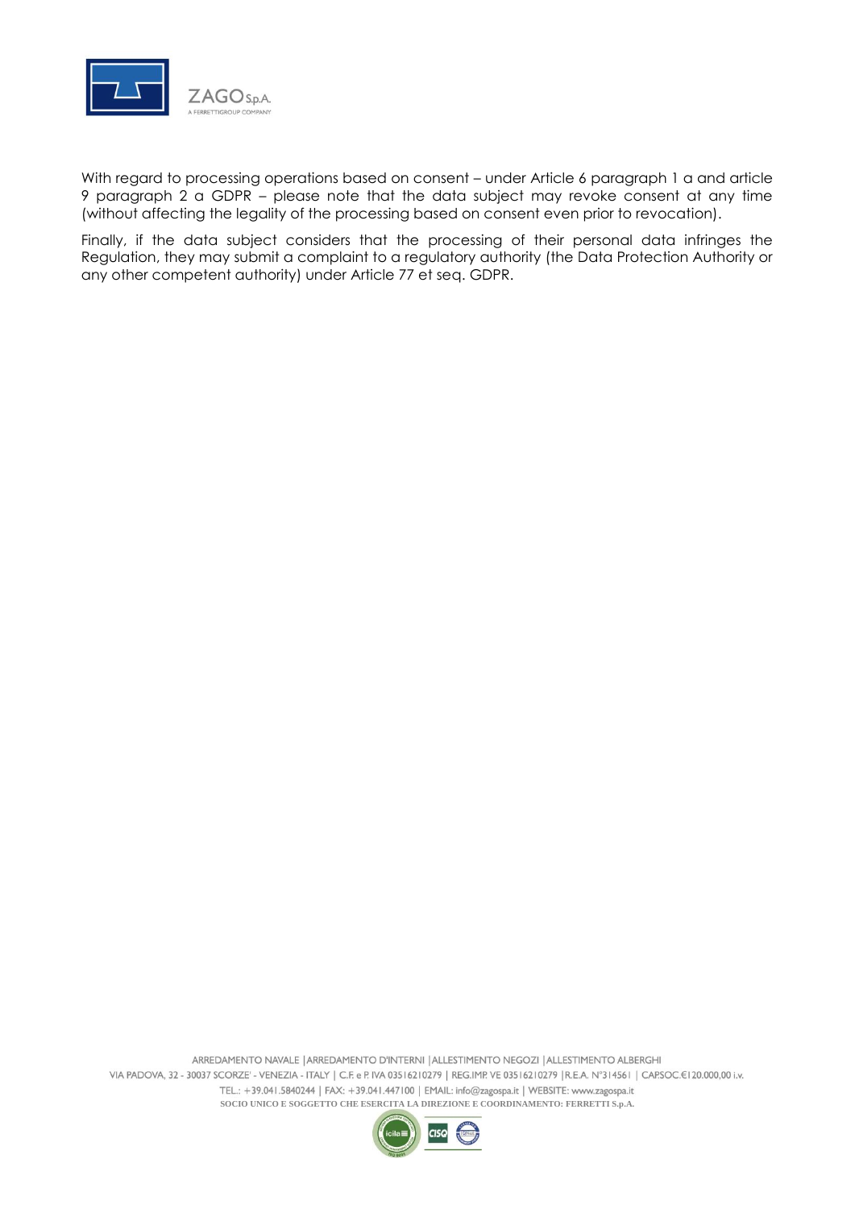With regard to processing operations based on consent – under Article 6 paragraph 1 a and article 9 paragraph 2 a GDPR – please note that the data subject may revoke consent at any time (without affecting the legality of the processing based on consent even prior to revocation).

Finally, if the data subject considers that the processing of their personal data infringes the Regulation, they may submit a complaint to a regulatory authority (the Data Protection Authority or any other competent authority) under Article 77 et seq. GDPR.